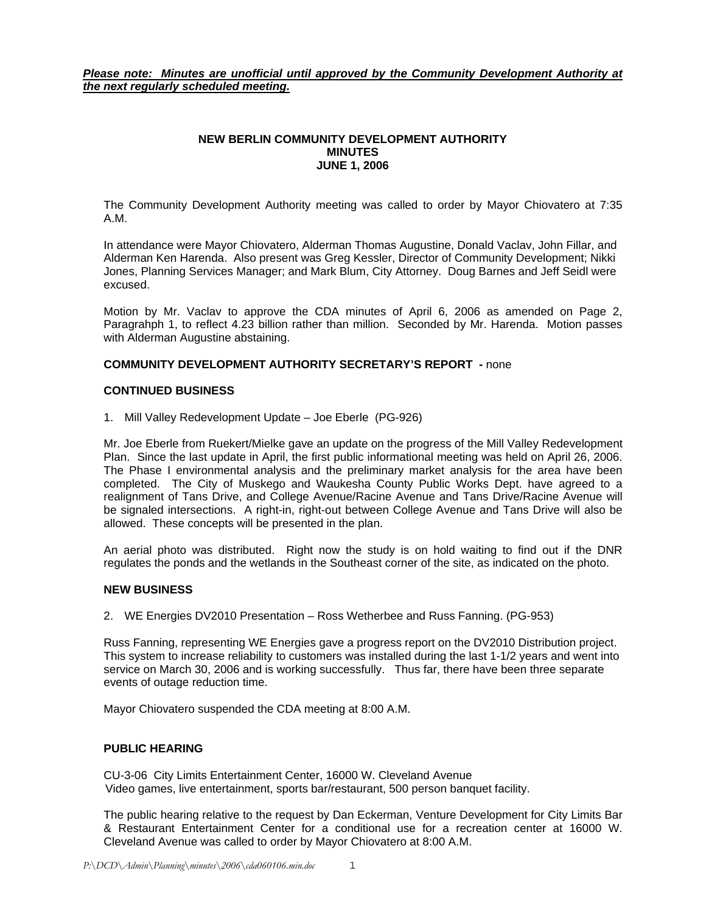***Please note: Minutes are unofficial until approved by the Community Development Authority at the next regularly scheduled meeting.***

**NEW BERLIN COMMUNITY DEVELOPMENT AUTHORITY**
**MINUTES**
**JUNE 1, 2006**

The Community Development Authority meeting was called to order by Mayor Chiovatero at 7:35 A.M.

In attendance were Mayor Chiovatero, Alderman Thomas Augustine, Donald Vaclav, John Fillar, and Alderman Ken Harenda. Also present was Greg Kessler, Director of Community Development; Nikki Jones, Planning Services Manager; and Mark Blum, City Attorney. Doug Barnes and Jeff Seidl were excused.

Motion by Mr. Vaclav to approve the CDA minutes of April 6, 2006 as amended on Page 2, Paragrahph 1, to reflect 4.23 billion rather than million. Seconded by Mr. Harenda. Motion passes with Alderman Augustine abstaining.

**COMMUNITY DEVELOPMENT AUTHORITY SECRETARY'S REPORT -** none

**CONTINUED BUSINESS**

1. Mill Valley Redevelopment Update – Joe Eberle (PG-926)

Mr. Joe Eberle from Ruekert/Mielke gave an update on the progress of the Mill Valley Redevelopment Plan. Since the last update in April, the first public informational meeting was held on April 26, 2006. The Phase I environmental analysis and the preliminary market analysis for the area have been completed. The City of Muskego and Waukesha County Public Works Dept. have agreed to a realignment of Tans Drive, and College Avenue/Racine Avenue and Tans Drive/Racine Avenue will be signaled intersections. A right-in, right-out between College Avenue and Tans Drive will also be allowed. These concepts will be presented in the plan.

An aerial photo was distributed. Right now the study is on hold waiting to find out if the DNR regulates the ponds and the wetlands in the Southeast corner of the site, as indicated on the photo.

**NEW BUSINESS**

2. WE Energies DV2010 Presentation – Ross Wetherbee and Russ Fanning. (PG-953)

Russ Fanning, representing WE Energies gave a progress report on the DV2010 Distribution project. This system to increase reliability to customers was installed during the last 1-1/2 years and went into service on March 30, 2006 and is working successfully. Thus far, there have been three separate events of outage reduction time.

Mayor Chiovatero suspended the CDA meeting at 8:00 A.M.

**PUBLIC HEARING**

CU-3-06 City Limits Entertainment Center, 16000 W. Cleveland Avenue
Video games, live entertainment, sports bar/restaurant, 500 person banquet facility.

The public hearing relative to the request by Dan Eckerman, Venture Development for City Limits Bar & Restaurant Entertainment Center for a conditional use for a recreation center at 16000 W. Cleveland Avenue was called to order by Mayor Chiovatero at 8:00 A.M.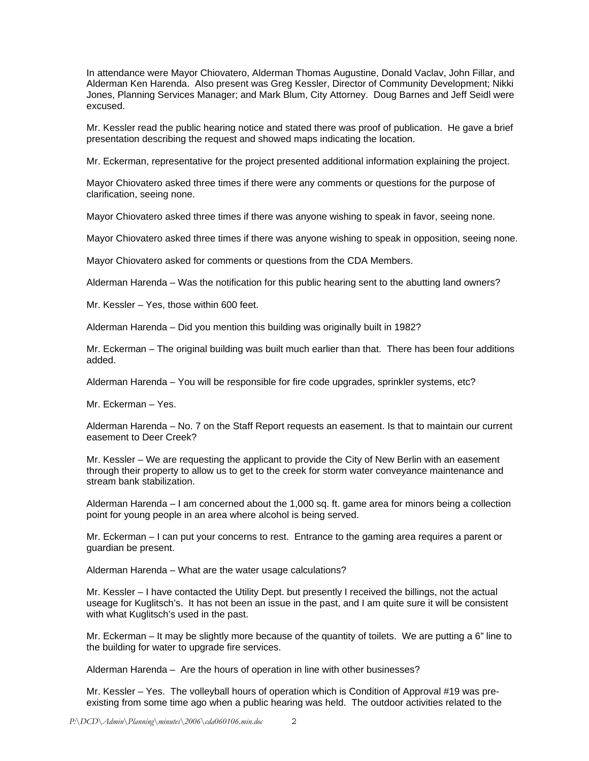In attendance were Mayor Chiovatero, Alderman Thomas Augustine, Donald Vaclav, John Fillar, and Alderman Ken Harenda. Also present was Greg Kessler, Director of Community Development; Nikki Jones, Planning Services Manager; and Mark Blum, City Attorney. Doug Barnes and Jeff Seidl were excused.

Mr. Kessler read the public hearing notice and stated there was proof of publication. He gave a brief presentation describing the request and showed maps indicating the location.

Mr. Eckerman, representative for the project presented additional information explaining the project.

Mayor Chiovatero asked three times if there were any comments or questions for the purpose of clarification, seeing none.

Mayor Chiovatero asked three times if there was anyone wishing to speak in favor, seeing none.

Mayor Chiovatero asked three times if there was anyone wishing to speak in opposition, seeing none.

Mayor Chiovatero asked for comments or questions from the CDA Members.

Alderman Harenda – Was the notification for this public hearing sent to the abutting land owners?

Mr. Kessler – Yes, those within 600 feet.

Alderman Harenda – Did you mention this building was originally built in 1982?

Mr. Eckerman – The original building was built much earlier than that. There has been four additions added.

Alderman Harenda – You will be responsible for fire code upgrades, sprinkler systems, etc?

Mr. Eckerman – Yes.

Alderman Harenda – No. 7 on the Staff Report requests an easement. Is that to maintain our current easement to Deer Creek?

Mr. Kessler – We are requesting the applicant to provide the City of New Berlin with an easement through their property to allow us to get to the creek for storm water conveyance maintenance and stream bank stabilization.

Alderman Harenda – I am concerned about the 1,000 sq. ft. game area for minors being a collection point for young people in an area where alcohol is being served.

Mr. Eckerman – I can put your concerns to rest. Entrance to the gaming area requires a parent or guardian be present.

Alderman Harenda – What are the water usage calculations?

Mr. Kessler – I have contacted the Utility Dept. but presently I received the billings, not the actual useage for Kuglitsch's. It has not been an issue in the past, and I am quite sure it will be consistent with what Kuglitsch's used in the past.

Mr. Eckerman – It may be slightly more because of the quantity of toilets. We are putting a 6" line to the building for water to upgrade fire services.

Alderman Harenda – Are the hours of operation in line with other businesses?

Mr. Kessler – Yes. The volleyball hours of operation which is Condition of Approval #19 was pre-existing from some time ago when a public hearing was held. The outdoor activities related to the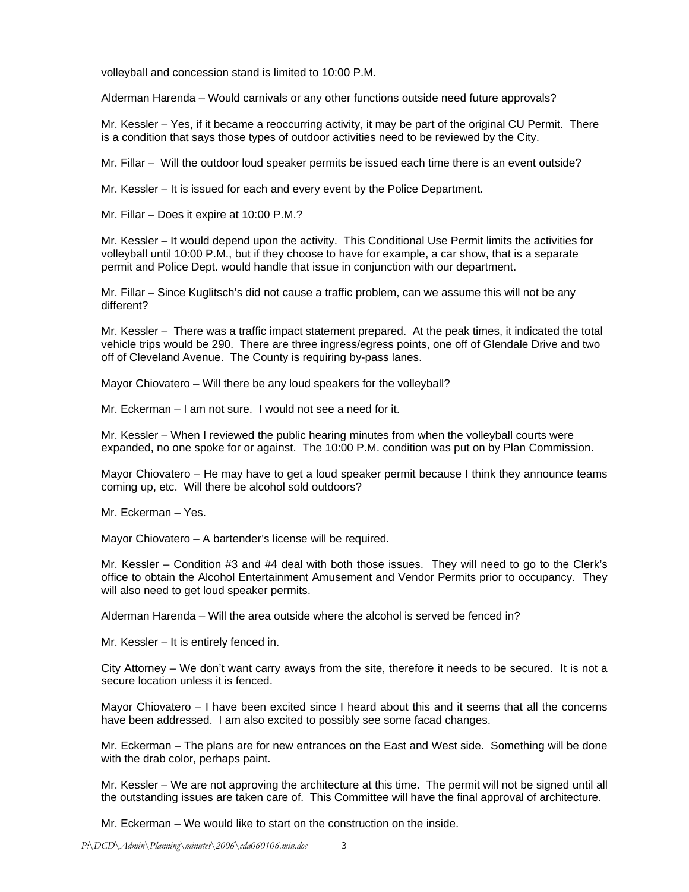volleyball and concession stand is limited to 10:00 P.M.

Alderman Harenda – Would carnivals or any other functions outside need future approvals?

Mr. Kessler – Yes, if it became a reoccurring activity, it may be part of the original CU Permit. There is a condition that says those types of outdoor activities need to be reviewed by the City.

Mr. Fillar – Will the outdoor loud speaker permits be issued each time there is an event outside?

Mr. Kessler – It is issued for each and every event by the Police Department.

Mr. Fillar – Does it expire at 10:00 P.M.?

Mr. Kessler – It would depend upon the activity. This Conditional Use Permit limits the activities for volleyball until 10:00 P.M., but if they choose to have for example, a car show, that is a separate permit and Police Dept. would handle that issue in conjunction with our department.

Mr. Fillar – Since Kuglitsch's did not cause a traffic problem, can we assume this will not be any different?

Mr. Kessler – There was a traffic impact statement prepared. At the peak times, it indicated the total vehicle trips would be 290. There are three ingress/egress points, one off of Glendale Drive and two off of Cleveland Avenue. The County is requiring by-pass lanes.

Mayor Chiovatero – Will there be any loud speakers for the volleyball?

Mr. Eckerman – I am not sure. I would not see a need for it.

Mr. Kessler – When I reviewed the public hearing minutes from when the volleyball courts were expanded, no one spoke for or against. The 10:00 P.M. condition was put on by Plan Commission.

Mayor Chiovatero – He may have to get a loud speaker permit because I think they announce teams coming up, etc. Will there be alcohol sold outdoors?

Mr. Eckerman – Yes.

Mayor Chiovatero – A bartender's license will be required.

Mr. Kessler – Condition #3 and #4 deal with both those issues. They will need to go to the Clerk's office to obtain the Alcohol Entertainment Amusement and Vendor Permits prior to occupancy. They will also need to get loud speaker permits.

Alderman Harenda – Will the area outside where the alcohol is served be fenced in?

Mr. Kessler – It is entirely fenced in.

City Attorney – We don't want carry aways from the site, therefore it needs to be secured. It is not a secure location unless it is fenced.

Mayor Chiovatero – I have been excited since I heard about this and it seems that all the concerns have been addressed. I am also excited to possibly see some facad changes.

Mr. Eckerman – The plans are for new entrances on the East and West side. Something will be done with the drab color, perhaps paint.

Mr. Kessler – We are not approving the architecture at this time. The permit will not be signed until all the outstanding issues are taken care of. This Committee will have the final approval of architecture.

Mr. Eckerman – We would like to start on the construction on the inside.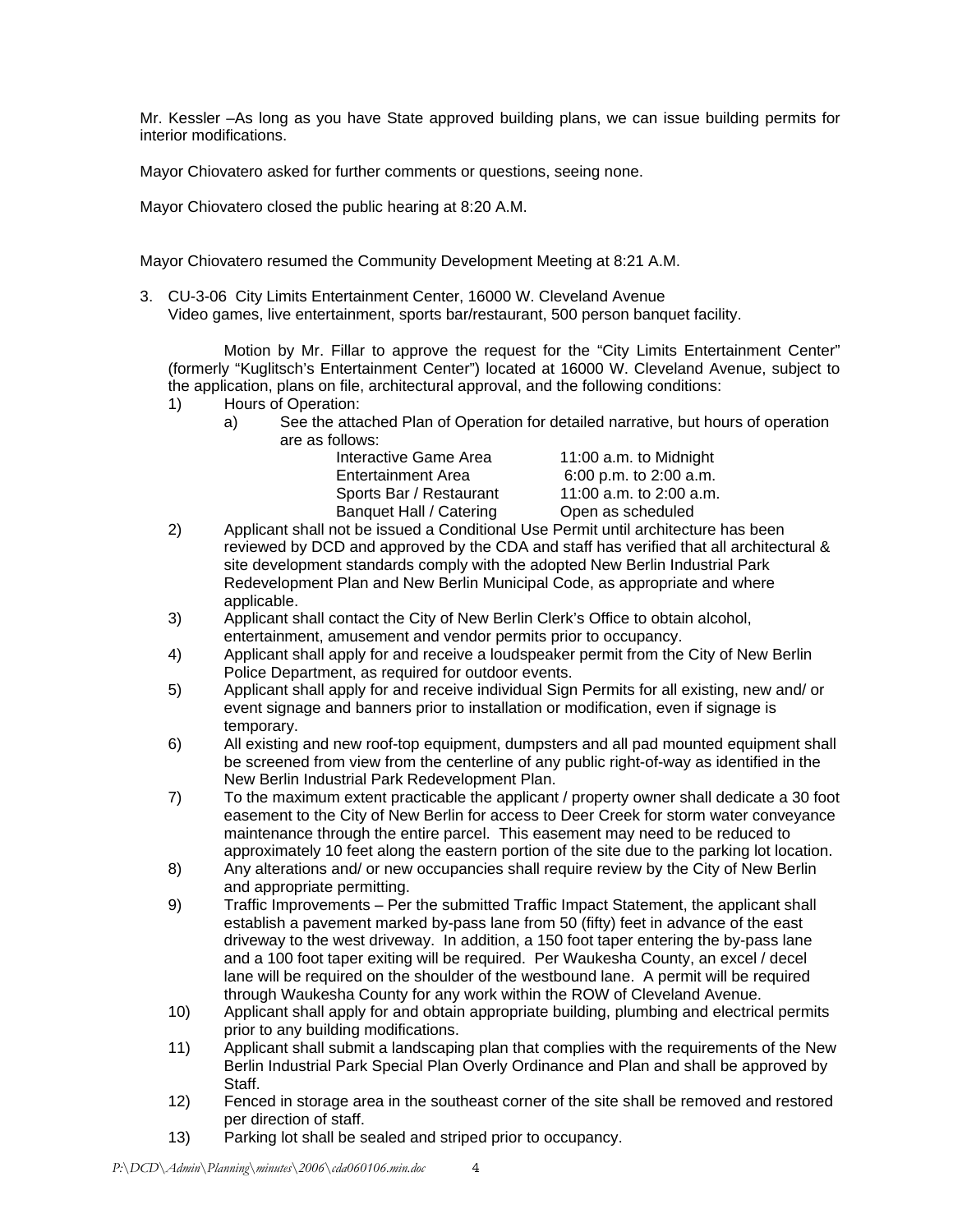Mr. Kessler –As long as you have State approved building plans, we can issue building permits for interior modifications.

Mayor Chiovatero asked for further comments or questions, seeing none.

Mayor Chiovatero closed the public hearing at 8:20 A.M.

Mayor Chiovatero resumed the Community Development Meeting at 8:21 A.M.

3. CU-3-06 City Limits Entertainment Center, 16000 W. Cleveland Avenue
   Video games, live entertainment, sports bar/restaurant, 500 person banquet facility.

   Motion by Mr. Fillar to approve the request for the "City Limits Entertainment Center" (formerly "Kuglitsch's Entertainment Center") located at 16000 W. Cleveland Avenue, subject to the application, plans on file, architectural approval, and the following conditions:

   1) Hours of Operation:
      a) See the attached Plan of Operation for detailed narrative, but hours of operation are as follows:

| | |
|---|---|
| Interactive Game Area | 11:00 a.m. to Midnight |
| Entertainment Area | 6:00 p.m. to 2:00 a.m. |
| Sports Bar / Restaurant | 11:00 a.m. to 2:00 a.m. |
| Banquet Hall / Catering | Open as scheduled |

   2) Applicant shall not be issued a Conditional Use Permit until architecture has been reviewed by DCD and approved by the CDA and staff has verified that all architectural & site development standards comply with the adopted New Berlin Industrial Park Redevelopment Plan and New Berlin Municipal Code, as appropriate and where applicable.
   3) Applicant shall contact the City of New Berlin Clerk's Office to obtain alcohol, entertainment, amusement and vendor permits prior to occupancy.
   4) Applicant shall apply for and receive a loudspeaker permit from the City of New Berlin Police Department, as required for outdoor events.
   5) Applicant shall apply for and receive individual Sign Permits for all existing, new and/ or event signage and banners prior to installation or modification, even if signage is temporary.
   6) All existing and new roof-top equipment, dumpsters and all pad mounted equipment shall be screened from view from the centerline of any public right-of-way as identified in the New Berlin Industrial Park Redevelopment Plan.
   7) To the maximum extent practicable the applicant / property owner shall dedicate a 30 foot easement to the City of New Berlin for access to Deer Creek for storm water conveyance maintenance through the entire parcel. This easement may need to be reduced to approximately 10 feet along the eastern portion of the site due to the parking lot location.
   8) Any alterations and/ or new occupancies shall require review by the City of New Berlin and appropriate permitting.
   9) Traffic Improvements – Per the submitted Traffic Impact Statement, the applicant shall establish a pavement marked by-pass lane from 50 (fifty) feet in advance of the east driveway to the west driveway. In addition, a 150 foot taper entering the by-pass lane and a 100 foot taper exiting will be required. Per Waukesha County, an excel / decel lane will be required on the shoulder of the westbound lane. A permit will be required through Waukesha County for any work within the ROW of Cleveland Avenue.
   10) Applicant shall apply for and obtain appropriate building, plumbing and electrical permits prior to any building modifications.
   11) Applicant shall submit a landscaping plan that complies with the requirements of the New Berlin Industrial Park Special Plan Overly Ordinance and Plan and shall be approved by Staff.
   12) Fenced in storage area in the southeast corner of the site shall be removed and restored per direction of staff.
   13) Parking lot shall be sealed and striped prior to occupancy.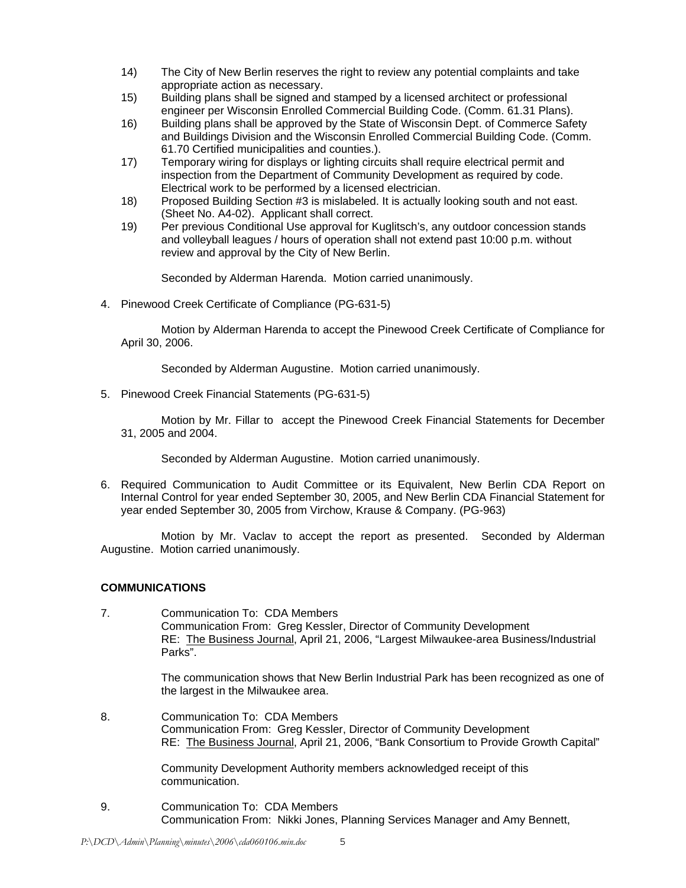14) The City of New Berlin reserves the right to review any potential complaints and take appropriate action as necessary.
15) Building plans shall be signed and stamped by a licensed architect or professional engineer per Wisconsin Enrolled Commercial Building Code. (Comm. 61.31 Plans).
16) Building plans shall be approved by the State of Wisconsin Dept. of Commerce Safety and Buildings Division and the Wisconsin Enrolled Commercial Building Code. (Comm. 61.70 Certified municipalities and counties.).
17) Temporary wiring for displays or lighting circuits shall require electrical permit and inspection from the Department of Community Development as required by code. Electrical work to be performed by a licensed electrician.
18) Proposed Building Section #3 is mislabeled. It is actually looking south and not east. (Sheet No. A4-02). Applicant shall correct.
19) Per previous Conditional Use approval for Kuglitsch's, any outdoor concession stands and volleyball leagues / hours of operation shall not extend past 10:00 p.m. without review and approval by the City of New Berlin.

Seconded by Alderman Harenda. Motion carried unanimously.

4. Pinewood Creek Certificate of Compliance (PG-631-5)

Motion by Alderman Harenda to accept the Pinewood Creek Certificate of Compliance for April 30, 2006.

Seconded by Alderman Augustine. Motion carried unanimously.

5. Pinewood Creek Financial Statements (PG-631-5)

Motion by Mr. Fillar to accept the Pinewood Creek Financial Statements for December 31, 2005 and 2004.

Seconded by Alderman Augustine. Motion carried unanimously.

6. Required Communication to Audit Committee or its Equivalent, New Berlin CDA Report on Internal Control for year ended September 30, 2005, and New Berlin CDA Financial Statement for year ended September 30, 2005 from Virchow, Krause & Company. (PG-963)

Motion by Mr. Vaclav to accept the report as presented. Seconded by Alderman Augustine. Motion carried unanimously.

**COMMUNICATIONS**

7. Communication To: CDA Members
Communication From: Greg Kessler, Director of Community Development
RE: The Business Journal, April 21, 2006, "Largest Milwaukee-area Business/Industrial Parks".

The communication shows that New Berlin Industrial Park has been recognized as one of the largest in the Milwaukee area.

8. Communication To: CDA Members
Communication From: Greg Kessler, Director of Community Development
RE: The Business Journal, April 21, 2006, "Bank Consortium to Provide Growth Capital"

Community Development Authority members acknowledged receipt of this communication.

9. Communication To: CDA Members
Communication From: Nikki Jones, Planning Services Manager and Amy Bennett,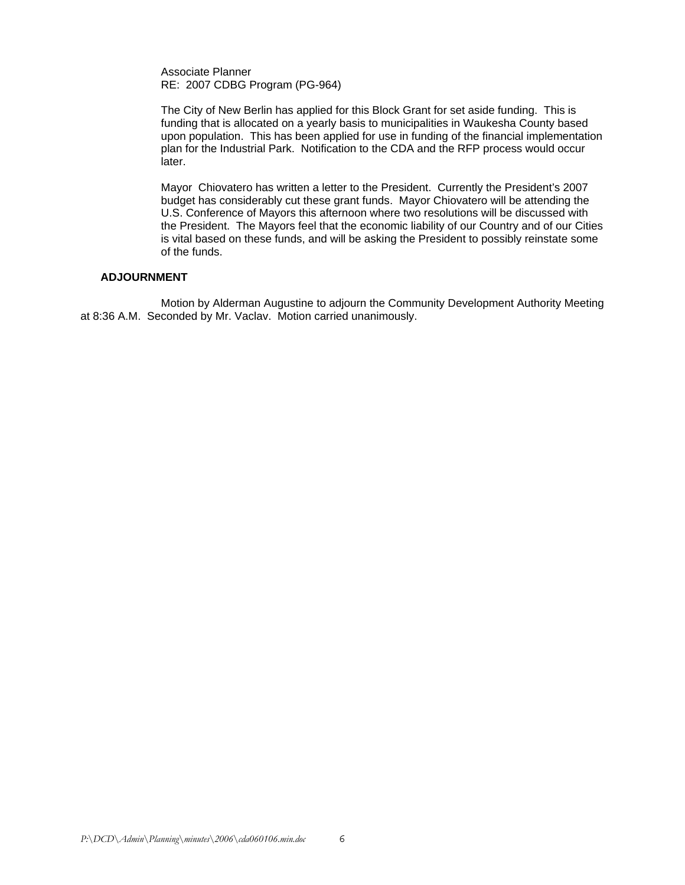Associate Planner
RE: 2007 CDBG Program (PG-964)

The City of New Berlin has applied for this Block Grant for set aside funding. This is funding that is allocated on a yearly basis to municipalities in Waukesha County based upon population. This has been applied for use in funding of the financial implementation plan for the Industrial Park. Notification to the CDA and the RFP process would occur later.

Mayor Chiovatero has written a letter to the President. Currently the President's 2007 budget has considerably cut these grant funds. Mayor Chiovatero will be attending the U.S. Conference of Mayors this afternoon where two resolutions will be discussed with the President. The Mayors feel that the economic liability of our Country and of our Cities is vital based on these funds, and will be asking the President to possibly reinstate some of the funds.

**ADJOURNMENT**

Motion by Alderman Augustine to adjourn the Community Development Authority Meeting at 8:36 A.M. Seconded by Mr. Vaclav. Motion carried unanimously.